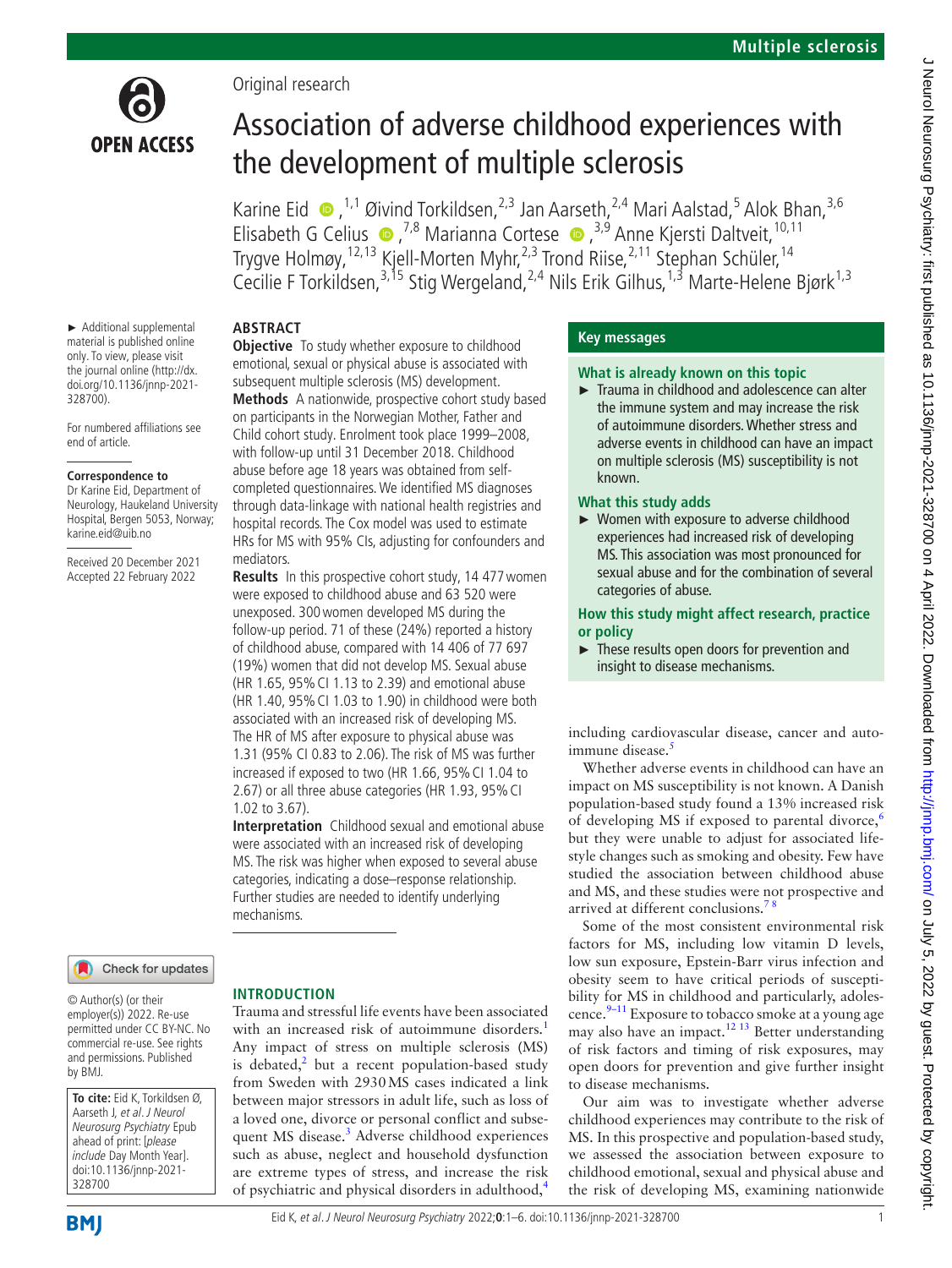Original research

# Association of adverse childhood experiences with the development of multiple sclerosis

Karine Eid,[1,1] Øivind Torkildsen,[2,3] Jan Aarseth,[2,4] Mari Aalstad,[5] Alok Bhan,[3,6] Elisabeth G Celius,[7,8] Marianna Cortese,[3,9] Anne Kjersti Daltveit,[10,11] Trygve Holmøy,[12,13] Kjell-Morten Myhr,[2,3] Trond Riise,[2,11] Stephan Schüler,[14] Cecilie F Torkildsen,[3,15] Stig Wergeland,[2,4] Nils Erik Gilhus,[1,3] Marte-Helene Bjørk[1,3]

► Additional supplemental material is published online only. To view, please visit the journal online (http://dx.doi.org/10.1136/jnnp-2021-328700).

For numbered affiliations see end of article.

**Correspondence to**
Dr Karine Eid, Department of Neurology, Haukeland University Hospital, Bergen 5053, Norway; karine.eid@uib.no

Received 20 December 2021
Accepted 22 February 2022

## ABSTRACT

**Objective** To study whether exposure to childhood emotional, sexual or physical abuse is associated with subsequent multiple sclerosis (MS) development.

**Methods** A nationwide, prospective cohort study based on participants in the Norwegian Mother, Father and Child cohort study. Enrolment took place 1999–2008, with follow-up until 31 December 2018. Childhood abuse before age 18 years was obtained from self-completed questionnaires. We identified MS diagnoses through data-linkage with national health registries and hospital records. The Cox model was used to estimate HRs for MS with 95% CIs, adjusting for confounders and mediators.

**Results** In this prospective cohort study, 14 477 women were exposed to childhood abuse and 63 520 were unexposed. 300 women developed MS during the follow-up period. 71 of these (24%) reported a history of childhood abuse, compared with 14 406 of 77 697 (19%) women that did not develop MS. Sexual abuse (HR 1.65, 95% CI 1.13 to 2.39) and emotional abuse (HR 1.40, 95% CI 1.03 to 1.90) in childhood were both associated with an increased risk of developing MS. The HR of MS after exposure to physical abuse was 1.31 (95% CI 0.83 to 2.06). The risk of MS was further increased if exposed to two (HR 1.66, 95% CI 1.04 to 2.67) or all three abuse categories (HR 1.93, 95% CI 1.02 to 3.67).

**Interpretation** Childhood sexual and emotional abuse were associated with an increased risk of developing MS. The risk was higher when exposed to several abuse categories, indicating a dose–response relationship. Further studies are needed to identify underlying mechanisms.

## Key messages

### What is already known on this topic

► Trauma in childhood and adolescence can alter the immune system and may increase the risk of autoimmune disorders. Whether stress and adverse events in childhood can have an impact on multiple sclerosis (MS) susceptibility is not known.

### What this study adds

► Women with exposure to adverse childhood experiences had increased risk of developing MS. This association was most pronounced for sexual abuse and for the combination of several categories of abuse.

### How this study might affect research, practice or policy

► These results open doors for prevention and insight to disease mechanisms.

## INTRODUCTION

Trauma and stressful life events have been associated with an increased risk of autoimmune disorders.[1] Any impact of stress on multiple sclerosis (MS) is debated,[2] but a recent population-based study from Sweden with 2930 MS cases indicated a link between major stressors in adult life, such as loss of a loved one, divorce or personal conflict and subsequent MS disease.[3] Adverse childhood experiences such as abuse, neglect and household dysfunction are extreme types of stress, and increase the risk of psychiatric and physical disorders in adulthood,[4] including cardiovascular disease, cancer and autoimmune disease.[5]

Whether adverse events in childhood can have an impact on MS susceptibility is not known. A Danish population-based study found a 13% increased risk of developing MS if exposed to parental divorce,[6] but they were unable to adjust for associated lifestyle changes such as smoking and obesity. Few have studied the association between childhood abuse and MS, and these studies were not prospective and arrived at different conclusions.[7 8]

Some of the most consistent environmental risk factors for MS, including low vitamin D levels, low sun exposure, Epstein-Barr virus infection and obesity seem to have critical periods of susceptibility for MS in childhood and particularly, adolescence.[9–11] Exposure to tobacco smoke at a young age may also have an impact.[12 13] Better understanding of risk factors and timing of risk exposures, may open doors for prevention and give further insight to disease mechanisms.

Our aim was to investigate whether adverse childhood experiences may contribute to the risk of MS. In this prospective and population-based study, we assessed the association between exposure to childhood emotional, sexual and physical abuse and the risk of developing MS, examining nationwide

© Author(s) (or their employer(s)) 2022. Re-use permitted under CC BY-NC. No commercial re-use. See rights and permissions. Published by BMJ.

**To cite:** Eid K, Torkildsen Ø, Aarseth J, *et al*. *J Neurol Neurosurg Psychiatry* Epub ahead of print: [*please include* Day Month Year]. doi:10.1136/jnnp-2021-328700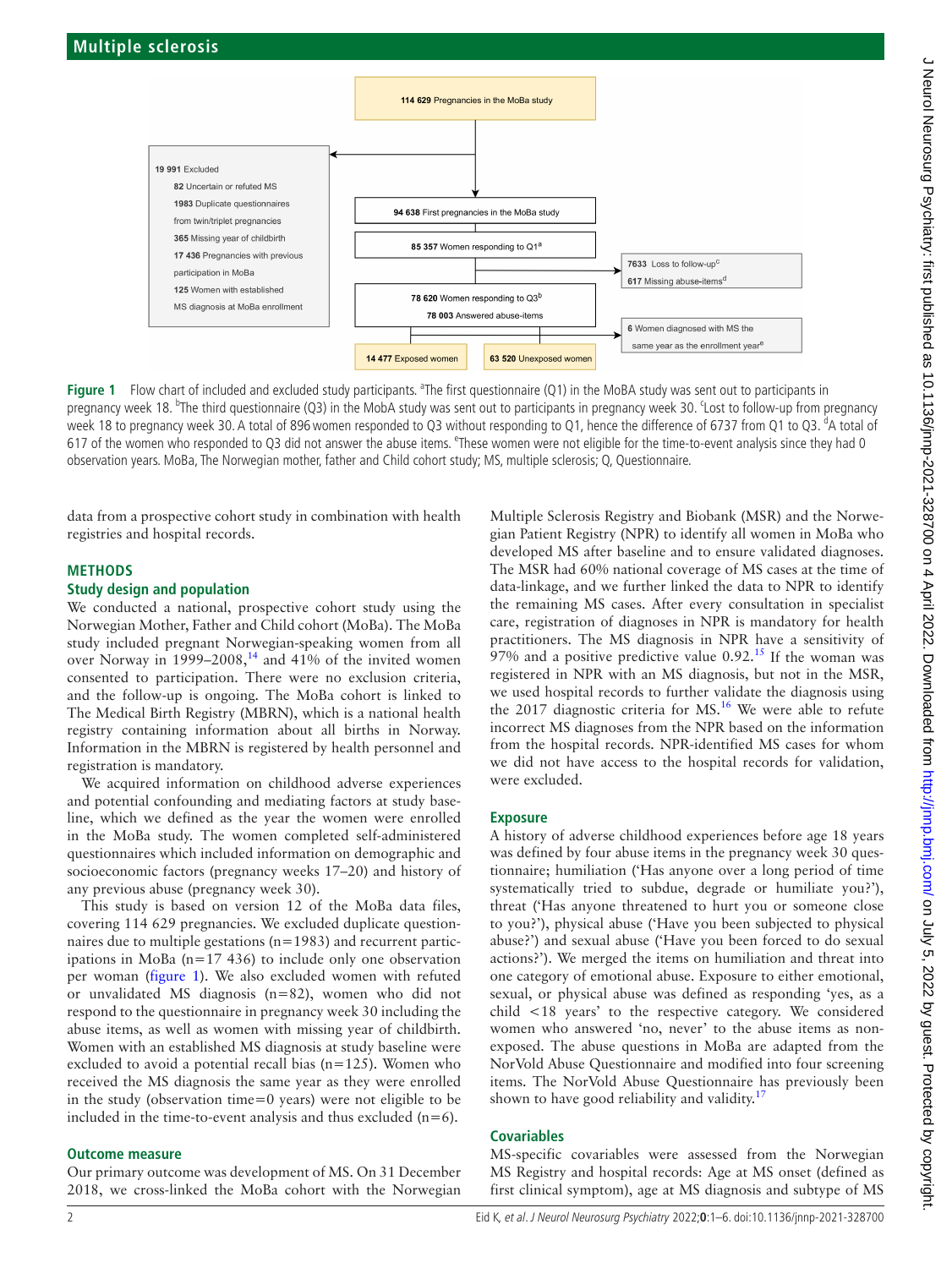114 629 Pregnancies in the MoBa study

19 991 Excluded
82 Uncertain or refuted MS
1983 Duplicate questionnaires from twin/triplet pregnancies
365 Missing year of childbirth
17 436 Pregnancies with previous participation in MoBa
125 Women with established MS diagnosis at MoBa enrollment

94 638 First pregnancies in the MoBa study

85 357 Women responding to Q1[a]

7633 Loss to follow-up[c]
617 Missing abuse-items[d]

78 620 Women responding to Q3[b]
78 003 Answered abuse-items

6 Women diagnosed with MS the same year as the enrollment year[e]

14 477 Exposed women

63 520 Unexposed women

**Figure 1** Flow chart of included and excluded study participants. [a]The first questionnaire (Q1) in the MoBA study was sent out to participants in pregnancy week 18. [b]The third questionnaire (Q3) in the MobA study was sent out to participants in pregnancy week 30. [c]Lost to follow-up from pregnancy week 18 to pregnancy week 30. A total of 896 women responded to Q3 without responding to Q1, hence the difference of 6737 from Q1 to Q3. [d]A total of 617 of the women who responded to Q3 did not answer the abuse items. [e]These women were not eligible for the time-to-event analysis since they had 0 observation years. MoBa, The Norwegian mother, father and Child cohort study; MS, multiple sclerosis; Q, Questionnaire.

data from a prospective cohort study in combination with health registries and hospital records.

## METHODS

### Study design and population

We conducted a national, prospective cohort study using the Norwegian Mother, Father and Child cohort (MoBa). The MoBa study included pregnant Norwegian-speaking women from all over Norway in 1999–2008,[14] and 41% of the invited women consented to participation. There were no exclusion criteria, and the follow-up is ongoing. The MoBa cohort is linked to The Medical Birth Registry (MBRN), which is a national health registry containing information about all births in Norway. Information in the MBRN is registered by health personnel and registration is mandatory.

We acquired information on childhood adverse experiences and potential confounding and mediating factors at study baseline, which we defined as the year the women were enrolled in the MoBa study. The women completed self-administered questionnaires which included information on demographic and socioeconomic factors (pregnancy weeks 17–20) and history of any previous abuse (pregnancy week 30).

This study is based on version 12 of the MoBa data files, covering 114 629 pregnancies. We excluded duplicate questionnaires due to multiple gestations (n=1983) and recurrent participations in MoBa (n=17 436) to include only one observation per woman (figure 1). We also excluded women with refuted or unvalidated MS diagnosis (n=82), women who did not respond to the questionnaire in pregnancy week 30 including the abuse items, as well as women with missing year of childbirth. Women with an established MS diagnosis at study baseline were excluded to avoid a potential recall bias (n=125). Women who received the MS diagnosis the same year as they were enrolled in the study (observation time=0 years) were not eligible to be included in the time-to-event analysis and thus excluded (n=6).

### Outcome measure

Our primary outcome was development of MS. On 31 December 2018, we cross-linked the MoBa cohort with the Norwegian Multiple Sclerosis Registry and Biobank (MSR) and the Norwegian Patient Registry (NPR) to identify all women in MoBa who developed MS after baseline and to ensure validated diagnoses. The MSR had 60% national coverage of MS cases at the time of data-linkage, and we further linked the data to NPR to identify the remaining MS cases. After every consultation in specialist care, registration of diagnoses in NPR is mandatory for health practitioners. The MS diagnosis in NPR have a sensitivity of 97% and a positive predictive value 0.92.[15] If the woman was registered in NPR with an MS diagnosis, but not in the MSR, we used hospital records to further validate the diagnosis using the 2017 diagnostic criteria for MS.[16] We were able to refute incorrect MS diagnoses from the NPR based on the information from the hospital records. NPR-identified MS cases for whom we did not have access to the hospital records for validation, were excluded.

### Exposure

A history of adverse childhood experiences before age 18 years was defined by four abuse items in the pregnancy week 30 questionnaire; humiliation ('Has anyone over a long period of time systematically tried to subdue, degrade or humiliate you?'), threat ('Has anyone threatened to hurt you or someone close to you?'), physical abuse ('Have you been subjected to physical abuse?') and sexual abuse ('Have you been forced to do sexual actions?'). We merged the items on humiliation and threat into one category of emotional abuse. Exposure to either emotional, sexual, or physical abuse was defined as responding 'yes, as a child <18 years' to the respective category. We considered women who answered 'no, never' to the abuse items as non-exposed. The abuse questions in MoBa are adapted from the NorVold Abuse Questionnaire and modified into four screening items. The NorVold Abuse Questionnaire has previously been shown to have good reliability and validity.[17]

### Covariables

MS-specific covariables were assessed from the Norwegian MS Registry and hospital records: Age at MS onset (defined as first clinical symptom), age at MS diagnosis and subtype of MS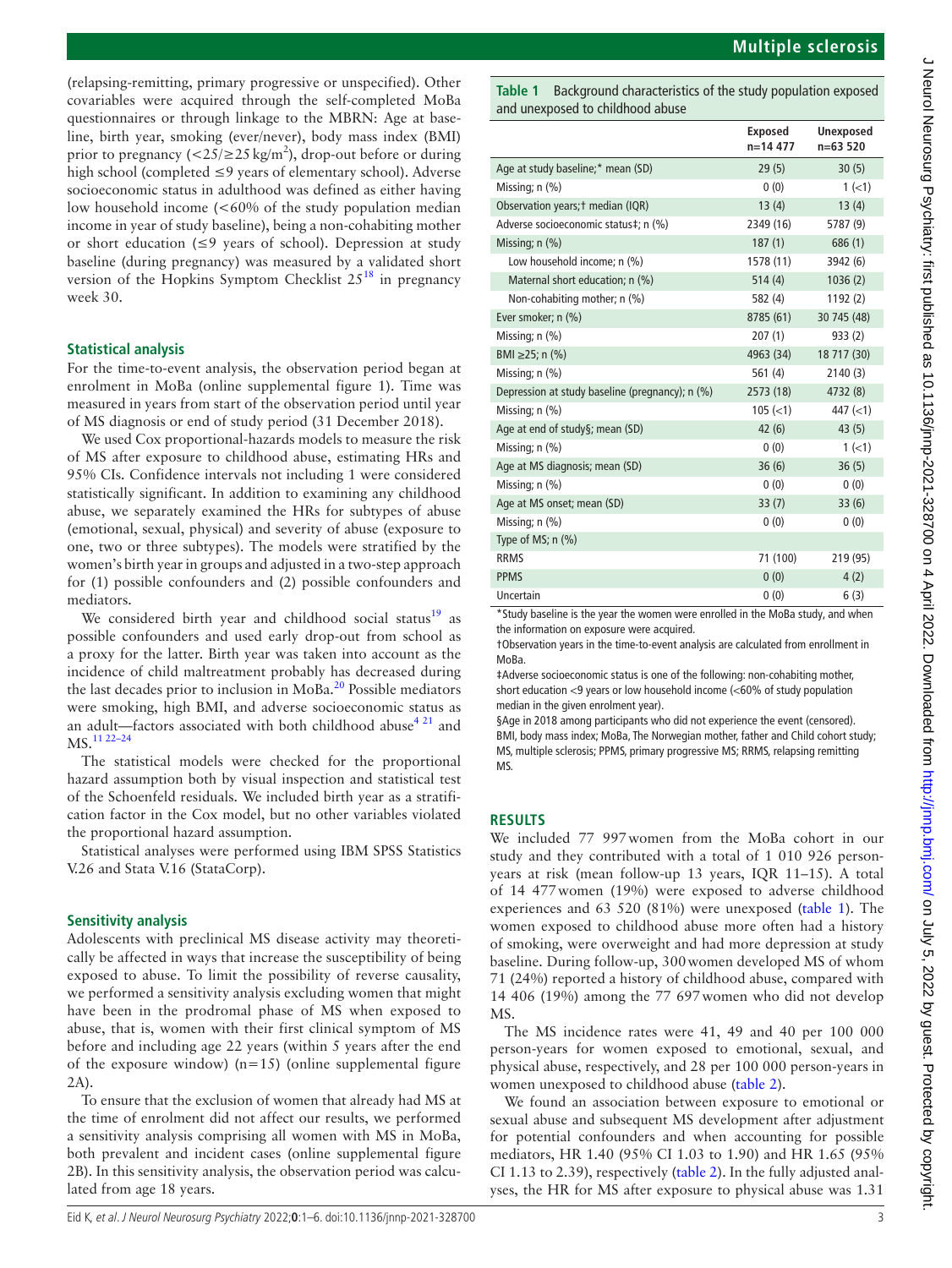(relapsing-remitting, primary progressive or unspecified). Other covariables were acquired through the self-completed MoBa questionnaires or through linkage to the MBRN: Age at baseline, birth year, smoking (ever/never), body mass index (BMI) prior to pregnancy (<25/≥25 kg/m$^2$), drop-out before or during high school (completed ≤9 years of elementary school). Adverse socioeconomic status in adulthood was defined as either having low household income (<60% of the study population median income in year of study baseline), being a non-cohabiting mother or short education (≤9 years of school). Depression at study baseline (during pregnancy) was measured by a validated short version of the Hopkins Symptom Checklist 25[18] in pregnancy week 30.

### Statistical analysis

For the time-to-event analysis, the observation period began at enrolment in MoBa (online supplemental figure 1). Time was measured in years from start of the observation period until year of MS diagnosis or end of study period (31 December 2018).

We used Cox proportional-hazards models to measure the risk of MS after exposure to childhood abuse, estimating HRs and 95% CIs. Confidence intervals not including 1 were considered statistically significant. In addition to examining any childhood abuse, we separately examined the HRs for subtypes of abuse (emotional, sexual, physical) and severity of abuse (exposure to one, two or three subtypes). The models were stratified by the women's birth year in groups and adjusted in a two-step approach for (1) possible confounders and (2) possible confounders and mediators.

We considered birth year and childhood social status[19] as possible confounders and used early drop-out from school as a proxy for the latter. Birth year was taken into account as the incidence of child maltreatment probably has decreased during the last decades prior to inclusion in MoBa.[20] Possible mediators were smoking, high BMI, and adverse socioeconomic status as an adult—factors associated with both childhood abuse[4 21] and MS.[11 22–24]

The statistical models were checked for the proportional hazard assumption both by visual inspection and statistical test of the Schoenfeld residuals. We included birth year as a stratification factor in the Cox model, but no other variables violated the proportional hazard assumption.

Statistical analyses were performed using IBM SPSS Statistics V.26 and Stata V.16 (StataCorp).

### Sensitivity analysis

Adolescents with preclinical MS disease activity may theoretically be affected in ways that increase the susceptibility of being exposed to abuse. To limit the possibility of reverse causality, we performed a sensitivity analysis excluding women that might have been in the prodromal phase of MS when exposed to abuse, that is, women with their first clinical symptom of MS before and including age 22 years (within 5 years after the end of the exposure window) (n=15) (online supplemental figure 2A).

To ensure that the exclusion of women that already had MS at the time of enrolment did not affect our results, we performed a sensitivity analysis comprising all women with MS in MoBa, both prevalent and incident cases (online supplemental figure 2B). In this sensitivity analysis, the observation period was calculated from age 18 years.

**Table 1** Background characteristics of the study population exposed and unexposed to childhood abuse

| | Exposed n=14 477 | Unexposed n=63 520 |
|---|---|---|
| Age at study baseline;* mean (SD) | 29 (5) | 30 (5) |
| Missing; n (%) | 0 (0) | 1 (<1) |
| Observation years;† median (IQR) | 13 (4) | 13 (4) |
| Adverse socioeconomic status‡; n (%) | 2349 (16) | 5787 (9) |
| Missing; n (%) | 187 (1) | 686 (1) |
| Low household income; n (%) | 1578 (11) | 3942 (6) |
| Maternal short education; n (%) | 514 (4) | 1036 (2) |
| Non-cohabiting mother; n (%) | 582 (4) | 1192 (2) |
| Ever smoker; n (%) | 8785 (61) | 30 745 (48) |
| Missing; n (%) | 207 (1) | 933 (2) |
| BMI ≥25; n (%) | 4963 (34) | 18 717 (30) |
| Missing; n (%) | 561 (4) | 2140 (3) |
| Depression at study baseline (pregnancy); n (%) | 2573 (18) | 4732 (8) |
| Missing; n (%) | 105 (<1) | 447 (<1) |
| Age at end of study§; mean (SD) | 42 (6) | 43 (5) |
| Missing; n (%) | 0 (0) | 1 (<1) |
| Age at MS diagnosis; mean (SD) | 36 (6) | 36 (5) |
| Missing; n (%) | 0 (0) | 0 (0) |
| Age at MS onset; mean (SD) | 33 (7) | 33 (6) |
| Missing; n (%) | 0 (0) | 0 (0) |
| Type of MS; n (%) | | |
| RRMS | 71 (100) | 219 (95) |
| PPMS | 0 (0) | 4 (2) |
| Uncertain | 0 (0) | 6 (3) |

*Study baseline is the year the women were enrolled in the MoBa study, and when the information on exposure were acquired.
†Observation years in the time-to-event analysis are calculated from enrollment in MoBa.
‡Adverse socioeconomic status is one of the following: non-cohabiting mother, short education <9 years or low household income (<60% of study population median in the given enrolment year).
§Age in 2018 among participants who did not experience the event (censored).
BMI, body mass index; MoBa, The Norwegian mother, father and Child cohort study; MS, multiple sclerosis; PPMS, primary progressive MS; RRMS, relapsing remitting MS.

## RESULTS

We included 77 997 women from the MoBa cohort in our study and they contributed with a total of 1 010 926 person-years at risk (mean follow-up 13 years, IQR 11–15). A total of 14 477 women (19%) were exposed to adverse childhood experiences and 63 520 (81%) were unexposed (table 1). The women exposed to childhood abuse more often had a history of smoking, were overweight and had more depression at study baseline. During follow-up, 300 women developed MS of whom 71 (24%) reported a history of childhood abuse, compared with 14 406 (19%) among the 77 697 women who did not develop MS.

The MS incidence rates were 41, 49 and 40 per 100 000 person-years for women exposed to emotional, sexual, and physical abuse, respectively, and 28 per 100 000 person-years in women unexposed to childhood abuse (table 2).

We found an association between exposure to emotional or sexual abuse and subsequent MS development after adjustment for potential confounders and when accounting for possible mediators, HR 1.40 (95% CI 1.03 to 1.90) and HR 1.65 (95% CI 1.13 to 2.39), respectively (table 2). In the fully adjusted analyses, the HR for MS after exposure to physical abuse was 1.31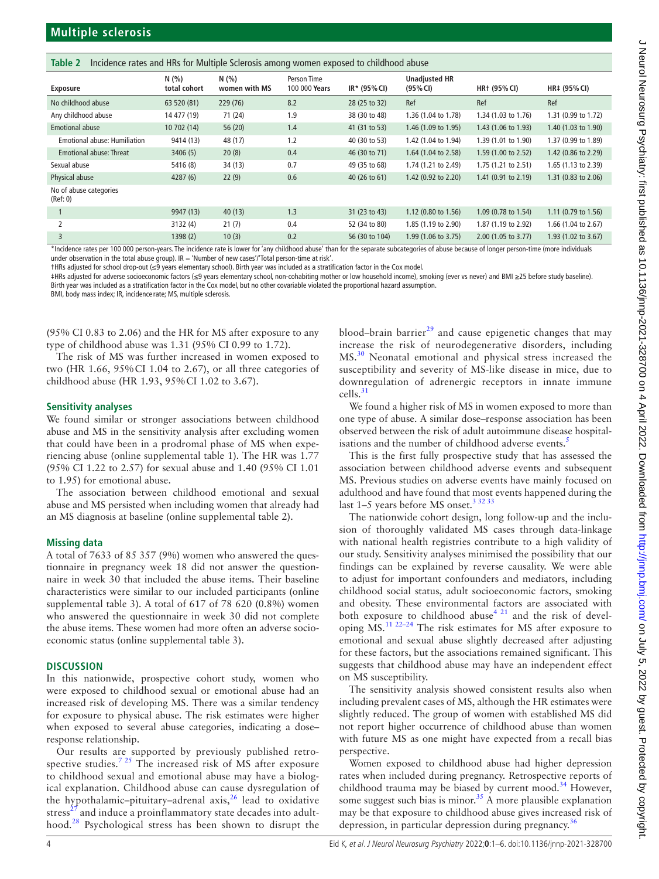**Table 2** Incidence rates and HRs for Multiple Sclerosis among women exposed to childhood abuse

| Exposure | N (%) total cohort | N (%) women with MS | Person Time 100 000 Years | IR* (95% CI) | Unadjusted HR (95% CI) | HR† (95% CI) | HR‡ (95% CI) |
|---|---|---|---|---|---|---|---|
| No childhood abuse | 63 520 (81) | 229 (76) | 8.2 | 28 (25 to 32) | Ref | Ref | Ref |
| Any childhood abuse | 14 477 (19) | 71 (24) | 1.9 | 38 (30 to 48) | 1.36 (1.04 to 1.78) | 1.34 (1.03 to 1.76) | 1.31 (0.99 to 1.72) |
| Emotional abuse | 10 702 (14) | 56 (20) | 1.4 | 41 (31 to 53) | 1.46 (1.09 to 1.95) | 1.43 (1.06 to 1.93) | 1.40 (1.03 to 1.90) |
| Emotional abuse: Humiliation | 9414 (13) | 48 (17) | 1.2 | 40 (30 to 53) | 1.42 (1.04 to 1.94) | 1.39 (1.01 to 1.90) | 1.37 (0.99 to 1.89) |
| Emotional abuse: Threat | 3406 (5) | 20 (8) | 0.4 | 46 (30 to 71) | 1.64 (1.04 to 2.58) | 1.59 (1.00 to 2.52) | 1.42 (0.86 to 2.29) |
| Sexual abuse | 5416 (8) | 34 (13) | 0.7 | 49 (35 to 68) | 1.74 (1.21 to 2.49) | 1.75 (1.21 to 2.51) | 1.65 (1.13 to 2.39) |
| Physical abuse | 4287 (6) | 22 (9) | 0.6 | 40 (26 to 61) | 1.42 (0.92 to 2.20) | 1.41 (0.91 to 2.19) | 1.31 (0.83 to 2.06) |
| No of abuse categories (Ref: 0) | | | | | | | |
| 1 | 9947 (13) | 40 (13) | 1.3 | 31 (23 to 43) | 1.12 (0.80 to 1.56) | 1.09 (0.78 to 1.54) | 1.11 (0.79 to 1.56) |
| 2 | 3132 (4) | 21 (7) | 0.4 | 52 (34 to 80) | 1.85 (1.19 to 2.90) | 1.87 (1.19 to 2.92) | 1.66 (1.04 to 2.67) |
| 3 | 1398 (2) | 10 (3) | 0.2 | 56 (30 to 104) | 1.99 (1.06 to 3.75) | 2.00 (1.05 to 3.77) | 1.93 (1.02 to 3.67) |

*Incidence rates per 100 000 person-years. The incidence rate is lower for 'any childhood abuse' than for the separate subcategories of abuse because of longer person-time (more individuals under observation in the total abuse group). IR = 'Number of new cases'/'Total person-time at risk'.
†HRs adjusted for school drop-out (≤9 years elementary school). Birth year was included as a stratification factor in the Cox model.
‡HRs adjusted for adverse socioeconomic factors (≤9 years elementary school, non-cohabiting mother or low household income), smoking (ever vs never) and BMI ≥25 before study baseline). Birth year was included as a stratification factor in the Cox model, but no other covariable violated the proportional hazard assumption.
BMI, body mass index; IR, incidence rate; MS, multiple sclerosis.

(95% CI 0.83 to 2.06) and the HR for MS after exposure to any type of childhood abuse was 1.31 (95% CI 0.99 to 1.72).

The risk of MS was further increased in women exposed to two (HR 1.66, 95% CI 1.04 to 2.67), or all three categories of childhood abuse (HR 1.93, 95% CI 1.02 to 3.67).

### Sensitivity analyses

We found similar or stronger associations between childhood abuse and MS in the sensitivity analysis after excluding women that could have been in a prodromal phase of MS when experiencing abuse (online supplemental table 1). The HR was 1.77 (95% CI 1.22 to 2.57) for sexual abuse and 1.40 (95% CI 1.01 to 1.95) for emotional abuse.

The association between childhood emotional and sexual abuse and MS persisted when including women that already had an MS diagnosis at baseline (online supplemental table 2).

### Missing data

A total of 7633 of 85 357 (9%) women who answered the questionnaire in pregnancy week 18 did not answer the questionnaire in week 30 that included the abuse items. Their baseline characteristics were similar to our included participants (online supplemental table 3). A total of 617 of 78 620 (0.8%) women who answered the questionnaire in week 30 did not complete the abuse items. These women had more often an adverse socioeconomic status (online supplemental table 3).

## DISCUSSION

In this nationwide, prospective cohort study, women who were exposed to childhood sexual or emotional abuse had an increased risk of developing MS. There was a similar tendency for exposure to physical abuse. The risk estimates were higher when exposed to several abuse categories, indicating a dose–response relationship.

Our results are supported by previously published retrospective studies.[7,25] The increased risk of MS after exposure to childhood sexual and emotional abuse may have a biological explanation. Childhood abuse can cause dysregulation of the hypothalamic–pituitary–adrenal axis,[26] lead to oxidative stress[27] and induce a proinflammatory state decades into adulthood.[28] Psychological stress has been shown to disrupt the blood–brain barrier[29] and cause epigenetic changes that may increase the risk of neurodegenerative disorders, including MS.[30] Neonatal emotional and physical stress increased the susceptibility and severity of MS-like disease in mice, due to downregulation of adrenergic receptors in innate immune cells.[31]

We found a higher risk of MS in women exposed to more than one type of abuse. A similar dose–response association has been observed between the risk of adult autoimmune disease hospitalisations and the number of childhood adverse events.[5]

This is the first fully prospective study that has assessed the association between childhood adverse events and subsequent MS. Previous studies on adverse events have mainly focused on adulthood and have found that most events happened during the last 1–5 years before MS onset.[3,32,33]

The nationwide cohort design, long follow-up and the inclusion of thoroughly validated MS cases through data-linkage with national health registries contribute to a high validity of our study. Sensitivity analyses minimised the possibility that our findings can be explained by reverse causality. We were able to adjust for important confounders and mediators, including childhood social status, adult socioeconomic factors, smoking and obesity. These environmental factors are associated with both exposure to childhood abuse[4,21] and the risk of developing MS.[11,22–24] The risk estimates for MS after exposure to emotional and sexual abuse slightly decreased after adjusting for these factors, but the associations remained significant. This suggests that childhood abuse may have an independent effect on MS susceptibility.

The sensitivity analysis showed consistent results also when including prevalent cases of MS, although the HR estimates were slightly reduced. The group of women with established MS did not report higher occurrence of childhood abuse than women with future MS as one might have expected from a recall bias perspective.

Women exposed to childhood abuse had higher depression rates when included during pregnancy. Retrospective reports of childhood trauma may be biased by current mood.[34] However, some suggest such bias is minor.[35] A more plausible explanation may be that exposure to childhood abuse gives increased risk of depression, in particular depression during pregnancy.[36]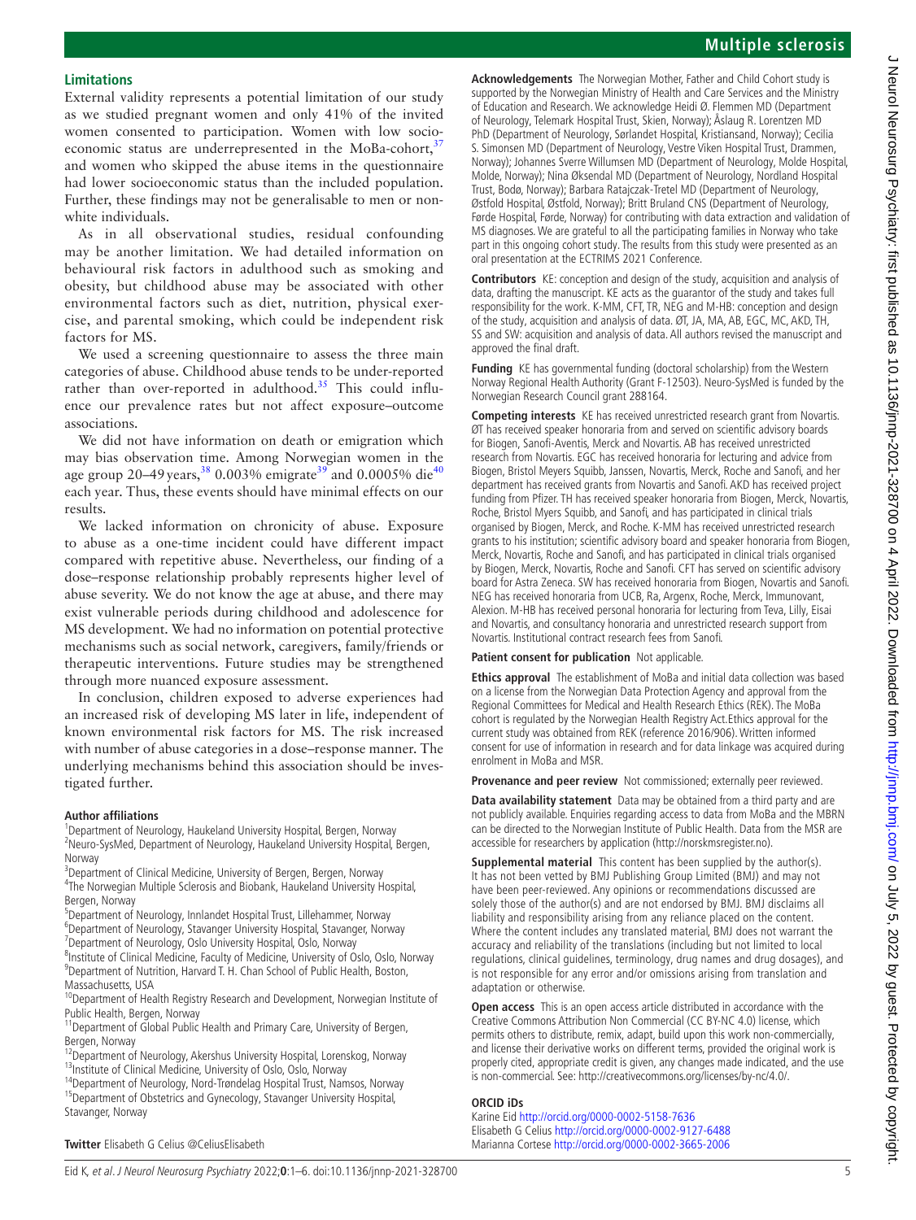## Limitations

External validity represents a potential limitation of our study as we studied pregnant women and only 41% of the invited women consented to participation. Women with low socio-economic status are underrepresented in the MoBa-cohort,[37] and women who skipped the abuse items in the questionnaire had lower socioeconomic status than the included population. Further, these findings may not be generalisable to men or non-white individuals.

As in all observational studies, residual confounding may be another limitation. We had detailed information on behavioural risk factors in adulthood such as smoking and obesity, but childhood abuse may be associated with other environmental factors such as diet, nutrition, physical exercise, and parental smoking, which could be independent risk factors for MS.

We used a screening questionnaire to assess the three main categories of abuse. Childhood abuse tends to be under-reported rather than over-reported in adulthood.[35] This could influence our prevalence rates but not affect exposure–outcome associations.

We did not have information on death or emigration which may bias observation time. Among Norwegian women in the age group 20–49 years,[38] 0.003% emigrate[39] and 0.0005% die[40] each year. Thus, these events should have minimal effects on our results.

We lacked information on chronicity of abuse. Exposure to abuse as a one-time incident could have different impact compared with repetitive abuse. Nevertheless, our finding of a dose–response relationship probably represents higher level of abuse severity. We do not know the age at abuse, and there may exist vulnerable periods during childhood and adolescence for MS development. We had no information on potential protective mechanisms such as social network, caregivers, family/friends or therapeutic interventions. Future studies may be strengthened through more nuanced exposure assessment.

In conclusion, children exposed to adverse experiences had an increased risk of developing MS later in life, independent of known environmental risk factors for MS. The risk increased with number of abuse categories in a dose–response manner. The underlying mechanisms behind this association should be investigated further.

### Author affiliations

[1]Department of Neurology, Haukeland University Hospital, Bergen, Norway
[2]Neuro-SysMed, Department of Neurology, Haukeland University Hospital, Bergen, Norway
[3]Department of Clinical Medicine, University of Bergen, Bergen, Norway
[4]The Norwegian Multiple Sclerosis and Biobank, Haukeland University Hospital, Bergen, Norway
[5]Department of Neurology, Innlandet Hospital Trust, Lillehammer, Norway
[6]Department of Neurology, Stavanger University Hospital, Stavanger, Norway
[7]Department of Neurology, Oslo University Hospital, Oslo, Norway
[8]Institute of Clinical Medicine, Faculty of Medicine, University of Oslo, Oslo, Norway
[9]Department of Nutrition, Harvard T. H. Chan School of Public Health, Boston, Massachusetts, USA
[10]Department of Health Registry Research and Development, Norwegian Institute of Public Health, Bergen, Norway
[11]Department of Global Public Health and Primary Care, University of Bergen, Bergen, Norway
[12]Department of Neurology, Akershus University Hospital, Lorenskog, Norway
[13]Institute of Clinical Medicine, University of Oslo, Oslo, Norway
[14]Department of Neurology, Nord-Trøndelag Hospital Trust, Namsos, Norway
[15]Department of Obstetrics and Gynecology, Stavanger University Hospital, Stavanger, Norway

**Twitter** Elisabeth G Celius @CeliusElisabeth

**Acknowledgements** The Norwegian Mother, Father and Child Cohort study is supported by the Norwegian Ministry of Health and Care Services and the Ministry of Education and Research. We acknowledge Heidi Ø. Flemmen MD (Department of Neurology, Telemark Hospital Trust, Skien, Norway); Åslaug R. Lorentzen MD PhD (Department of Neurology, Sørlandet Hospital, Kristiansand, Norway); Cecilia S. Simonsen MD (Department of Neurology, Vestre Viken Hospital Trust, Drammen, Norway); Johannes Sverre Willumsen MD (Department of Neurology, Molde Hospital, Molde, Norway); Nina Øksendal MD (Department of Neurology, Nordland Hospital Trust, Bodø, Norway); Barbara Ratajczak-Tretel MD (Department of Neurology, Østfold Hospital, Østfold, Norway); Britt Bruland CNS (Department of Neurology, Førde Hospital, Førde, Norway) for contributing with data extraction and validation of MS diagnoses. We are grateful to all the participating families in Norway who take part in this ongoing cohort study. The results from this study were presented as an oral presentation at the ECTRIMS 2021 Conference.

**Contributors** KE: conception and design of the study, acquisition and analysis of data, drafting the manuscript. KE acts as the guarantor of the study and takes full responsibility for the work. K-MM, CFT, TR, NEG and M-HB: conception and design of the study, acquisition and analysis of data. ØT, JA, MA, AB, EGC, MC, AKD, TH, SS and SW: acquisition and analysis of data. All authors revised the manuscript and approved the final draft.

**Funding** KE has governmental funding (doctoral scholarship) from the Western Norway Regional Health Authority (Grant F-12503). Neuro-SysMed is funded by the Norwegian Research Council grant 288164.

**Competing interests** KE has received unrestricted research grant from Novartis. ØT has received speaker honoraria from and served on scientific advisory boards for Biogen, Sanofi-Aventis, Merck and Novartis. AB has received unrestricted research from Novartis. EGC has received honoraria for lecturing and advice from Biogen, Bristol Meyers Squibb, Janssen, Novartis, Merck, Roche and Sanofi, and her department has received grants from Novartis and Sanofi. AKD has received project funding from Pfizer. TH has received speaker honoraria from Biogen, Merck, Novartis, Roche, Bristol Myers Squibb, and Sanofi, and has participated in clinical trials organised by Biogen, Merck, and Roche. K-MM has received unrestricted research grants to his institution; scientific advisory board and speaker honoraria from Biogen, Merck, Novartis, Roche and Sanofi, and has participated in clinical trials organised by Biogen, Merck, Novartis, Roche and Sanofi. CFT has served on scientific advisory board for Astra Zeneca. SW has received honoraria from Biogen, Novartis and Sanofi. NEG has received honoraria from UCB, Ra, Argenx, Roche, Merck, Immunovant, Alexion. M-HB has received personal honoraria for lecturing from Teva, Lilly, Eisai and Novartis, and consultancy honoraria and unrestricted research support from Novartis. Institutional contract research fees from Sanofi.

**Patient consent for publication** Not applicable.

**Ethics approval** The establishment of MoBa and initial data collection was based on a license from the Norwegian Data Protection Agency and approval from the Regional Committees for Medical and Health Research Ethics (REK). The MoBa cohort is regulated by the Norwegian Health Registry Act.Ethics approval for the current study was obtained from REK (reference 2016/906). Written informed consent for use of information in research and for data linkage was acquired during enrolment in MoBa and MSR.

**Provenance and peer review** Not commissioned; externally peer reviewed.

**Data availability statement** Data may be obtained from a third party and are not publicly available. Enquiries regarding access to data from MoBa and the MBRN can be directed to the Norwegian Institute of Public Health. Data from the MSR are accessible for researchers by application (http://norskmsregister.no).

**Supplemental material** This content has been supplied by the author(s). It has not been vetted by BMJ Publishing Group Limited (BMJ) and may not have been peer-reviewed. Any opinions or recommendations discussed are solely those of the author(s) and are not endorsed by BMJ. BMJ disclaims all liability and responsibility arising from any reliance placed on the content. Where the content includes any translated material, BMJ does not warrant the accuracy and reliability of the translations (including but not limited to local regulations, clinical guidelines, terminology, drug names and drug dosages), and is not responsible for any error and/or omissions arising from translation and adaptation or otherwise.

**Open access** This is an open access article distributed in accordance with the Creative Commons Attribution Non Commercial (CC BY-NC 4.0) license, which permits others to distribute, remix, adapt, build upon this work non-commercially, and license their derivative works on different terms, provided the original work is properly cited, appropriate credit is given, any changes made indicated, and the use is non-commercial. See: http://creativecommons.org/licenses/by-nc/4.0/.

### ORCID iDs

Karine Eid http://orcid.org/0000-0002-5158-7636
Elisabeth G Celius http://orcid.org/0000-0002-9127-6488
Marianna Cortese http://orcid.org/0000-0002-3665-2006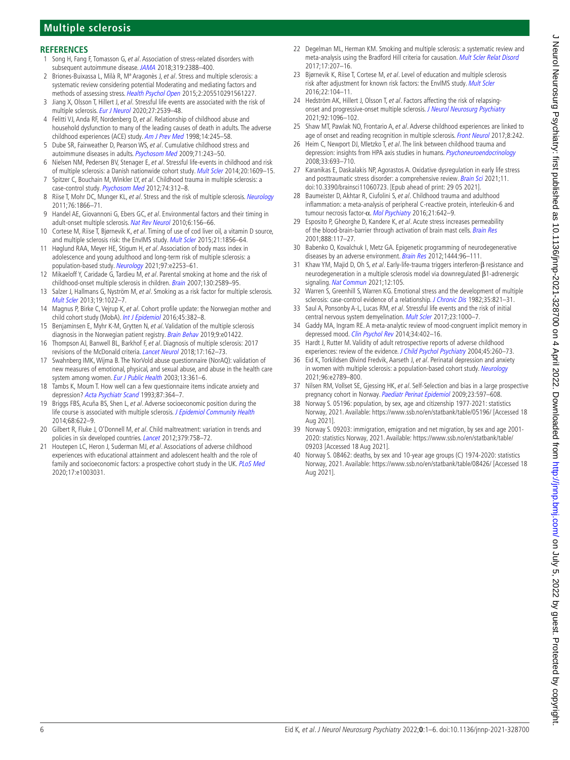## REFERENCES

1. Song H, Fang F, Tomasson G, *et al*. Association of stress-related disorders with subsequent autoimmune disease. *JAMA* 2018;319:2388–400.
2. Briones-Buixassa L, Milà R, Mª Aragonès J, *et al*. Stress and multiple sclerosis: a systematic review considering potential Moderating and mediating factors and methods of assessing stress. *Health Psychol Open* 2015;2:205510291561227.
3. Jiang X, Olsson T, Hillert J, *et al*. Stressful life events are associated with the risk of multiple sclerosis. *Eur J Neurol* 2020;27:2539–48.
4. Felitti VJ, Anda RF, Nordenberg D, *et al*. Relationship of childhood abuse and household dysfunction to many of the leading causes of death in adults. The adverse childhood experiences (ACE) study. *Am J Prev Med* 1998;14:245–58.
5. Dube SR, Fairweather D, Pearson WS, *et al*. Cumulative childhood stress and autoimmune diseases in adults. *Psychosom Med* 2009;71:243–50.
6. Nielsen NM, Pedersen BV, Stenager E, *et al*. Stressful life-events in childhood and risk of multiple sclerosis: a Danish nationwide cohort study. *Mult Scler* 2014;20:1609–15.
7. Spitzer C, Bouchain M, Winkler LY, *et al*. Childhood trauma in multiple sclerosis: a case-control study. *Psychosom Med* 2012;74:312–8.
8. Riise T, Mohr DC, Munger KL, *et al*. Stress and the risk of multiple sclerosis. *Neurology* 2011;76:1866–71.
9. Handel AE, Giovannoni G, Ebers GC, *et al*. Environmental factors and their timing in adult-onset multiple sclerosis. *Nat Rev Neurol* 2010;6:156–66.
10. Cortese M, Riise T, Bjørnevik K, *et al*. Timing of use of cod liver oil, a vitamin D source, and multiple sclerosis risk: the EnvIMS study. *Mult Scler* 2015;21:1856–64.
11. Høglund RAA, Meyer HE, Stigum H, *et al*. Association of body mass index in adolescence and young adulthood and long-term risk of multiple sclerosis: a population-based study. *Neurology* 2021;97:e2253–61.
12. Mikaeloff Y, Caridade G, Tardieu M, *et al*. Parental smoking at home and the risk of childhood-onset multiple sclerosis in children. *Brain* 2007;130:2589–95.
13. Salzer J, Hallmans G, Nyström M, *et al*. Smoking as a risk factor for multiple sclerosis. *Mult Scler* 2013;19:1022–7.
14. Magnus P, Birke C, Vejrup K, *et al*. Cohort profile update: the Norwegian mother and child cohort study (MobA). *Int J Epidemiol* 2016;45:382–8.
15. Benjaminsen E, Myhr K-M, Grytten N, *et al*. Validation of the multiple sclerosis diagnosis in the Norwegian patient registry. *Brain Behav* 2019;9:e01422.
16. Thompson AJ, Banwell BL, Barkhof F, *et al*. Diagnosis of multiple sclerosis: 2017 revisions of the McDonald criteria. *Lancet Neurol* 2018;17:162–73.
17. Swahnberg IMK, Wijma B. The NorVold abuse questionnaire (NorAQ): validation of new measures of emotional, physical, and sexual abuse, and abuse in the health care system among women. *Eur J Public Health* 2003;13:361–6.
18. Tambs K, Moum T. How well can a few questionnaire items indicate anxiety and depression? *Acta Psychiatr Scand* 1993;87:364–7.
19. Briggs FBS, Acuña BS, Shen L, *et al*. Adverse socioeconomic position during the life course is associated with multiple sclerosis. *J Epidemiol Community Health* 2014;68:622–9.
20. Gilbert R, Fluke J, O'Donnell M, *et al*. Child maltreatment: variation in trends and policies in six developed countries. *Lancet* 2012;379:758–72.
21. Houtepen LC, Heron J, Suderman MJ, *et al*. Associations of adverse childhood experiences with educational attainment and adolescent health and the role of family and socioeconomic factors: a prospective cohort study in the UK. *PLoS Med* 2020;17:e1003031.
22. Degelman ML, Herman KM. Smoking and multiple sclerosis: a systematic review and meta-analysis using the Bradford Hill criteria for causation. *Mult Scler Relat Disord* 2017;17:207–16.
23. Bjørnevik K, Riise T, Cortese M, *et al*. Level of education and multiple sclerosis risk after adjustment for known risk factors: the EnvIMS study. *Mult Scler* 2016;22:104–11.
24. Hedström AK, Hillert J, Olsson T, *et al*. Factors affecting the risk of relapsing-onset and progressive-onset multiple sclerosis. *J Neurol Neurosurg Psychiatry* 2021;92:1096–102.
25. Shaw MT, Pawlak NO, Frontario A, *et al*. Adverse childhood experiences are linked to age of onset and reading recognition in multiple sclerosis. *Front Neurol* 2017;8:242.
26. Heim C, Newport DJ, Mletzko T, *et al*. The link between childhood trauma and depression: insights from HPA axis studies in humans. *Psychoneuroendocrinology* 2008;33:693–710.
27. Karanikas E, Daskalakis NP, Agorastos A. Oxidative dysregulation in early life stress and posttraumatic stress disorder: a comprehensive review. *Brain Sci* 2021;11. doi:10.3390/brainsci11060723. [Epub ahead of print: 29 05 2021].
28. Baumeister D, Akhtar R, Ciufolini S, *et al*. Childhood trauma and adulthood inflammation: a meta-analysis of peripheral C-reactive protein, interleukin-6 and tumour necrosis factor-α. *Mol Psychiatry* 2016;21:642–9.
29. Esposito P, Gheorghe D, Kandere K, *et al*. Acute stress increases permeability of the blood-brain-barrier through activation of brain mast cells. *Brain Res* 2001;888:117–27.
30. Babenko O, Kovalchuk I, Metz GA. Epigenetic programming of neurodegenerative diseases by an adverse environment. *Brain Res* 2012;1444:96–111.
31. Khaw YM, Majid D, Oh S, *et al*. Early-life-trauma triggers interferon-β resistance and neurodegeneration in a multiple sclerosis model via downregulated β1-adrenergic signaling. *Nat Commun* 2021;12:105.
32. Warren S, Greenhill S, Warren KG. Emotional stress and the development of multiple sclerosis: case-control evidence of a relationship. *J Chronic Dis* 1982;35:821–31.
33. Saul A, Ponsonby A-L, Lucas RM, *et al*. Stressful life events and the risk of initial central nervous system demyelination. *Mult Scler* 2017;23:1000–7.
34. Gaddy MA, Ingram RE. A meta-analytic review of mood-congruent implicit memory in depressed mood. *Clin Psychol Rev* 2014;34:402–16.
35. Hardt J, Rutter M. Validity of adult retrospective reports of adverse childhood experiences: review of the evidence. *J Child Psychol Psychiatry* 2004;45:260–73.
36. Eid K, Torkildsen Øivind Fredvik, Aarseth J, *et al*. Perinatal depression and anxiety in women with multiple sclerosis: a population-based cohort study. *Neurology* 2021;96:e2789–800.
37. Nilsen RM, Vollset SE, Gjessing HK, *et al*. Self-Selection and bias in a large prospective pregnancy cohort in Norway. *Paediatr Perinat Epidemiol* 2009;23:597–608.
38. Norway S. 05196: population, by sex, age and citizenship 1977-2021: statistics Norway, 2021. Available: https://www.ssb.no/en/statbank/table/05196/ [Accessed 18 Aug 2021].
39. Norway S. 09203: immigration, emigration and net migration, by sex and age 2001-2020: statistics Norway, 2021. Available: https://www.ssb.no/en/statbank/table/09203 [Accessed 18 Aug 2021].
40. Norway S. 08462: deaths, by sex and 10-year age groups (C) 1974-2020: statistics Norway, 2021. Available: https://www.ssb.no/en/statbank/table/08426/ [Accessed 18 Aug 2021].